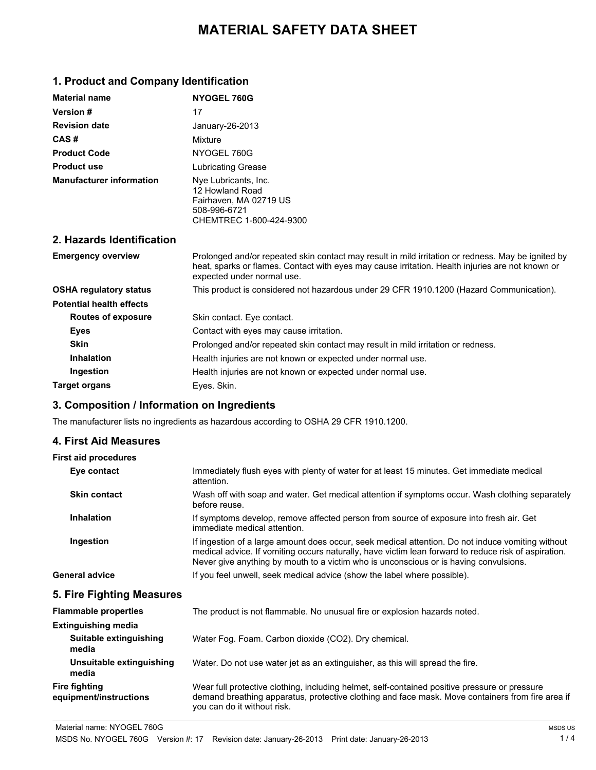# MATERIAL SAFETY DATA SHEET

## 1. Product and Company Identification

| | |
|---|---|
| **Material name** | **NYOGEL 760G** |
| **Version #** | 17 |
| **Revision date** | January-26-2013 |
| **CAS #** | Mixture |
| **Product Code** | NYOGEL 760G |
| **Product use** | Lubricating Grease |
| **Manufacturer information** | Nye Lubricants, Inc.<br>12 Howland Road<br>Fairhaven, MA 02719 US<br>508-996-6721<br>CHEMTREC 1-800-424-9300 |

## 2. Hazards Identification

| | |
|---|---|
| **Emergency overview** | Prolonged and/or repeated skin contact may result in mild irritation or redness. May be ignited by heat, sparks or flames. Contact with eyes may cause irritation. Health injuries are not known or expected under normal use. |
| **OSHA regulatory status** | This product is considered not hazardous under 29 CFR 1910.1200 (Hazard Communication). |
| **Potential health effects** | |
| **Routes of exposure** | Skin contact. Eye contact. |
| **Eyes** | Contact with eyes may cause irritation. |
| **Skin** | Prolonged and/or repeated skin contact may result in mild irritation or redness. |
| **Inhalation** | Health injuries are not known or expected under normal use. |
| **Ingestion** | Health injuries are not known or expected under normal use. |
| **Target organs** | Eyes. Skin. |

## 3. Composition / Information on Ingredients

The manufacturer lists no ingredients as hazardous according to OSHA 29 CFR 1910.1200.

## 4. First Aid Measures

| | |
|---|---|
| **First aid procedures** | |
| **Eye contact** | Immediately flush eyes with plenty of water for at least 15 minutes. Get immediate medical attention. |
| **Skin contact** | Wash off with soap and water. Get medical attention if symptoms occur. Wash clothing separately before reuse. |
| **Inhalation** | If symptoms develop, remove affected person from source of exposure into fresh air. Get immediate medical attention. |
| **Ingestion** | If ingestion of a large amount does occur, seek medical attention. Do not induce vomiting without medical advice. If vomiting occurs naturally, have victim lean forward to reduce risk of aspiration. Never give anything by mouth to a victim who is unconscious or is having convulsions. |
| **General advice** | If you feel unwell, seek medical advice (show the label where possible). |

## 5. Fire Fighting Measures

| | |
|---|---|
| **Flammable properties** | The product is not flammable. No unusual fire or explosion hazards noted. |
| **Extinguishing media** | |
| **Suitable extinguishing media** | Water Fog. Foam. Carbon dioxide ($CO_2$). Dry chemical. |
| **Unsuitable extinguishing media** | Water. Do not use water jet as an extinguisher, as this will spread the fire. |
| **Fire fighting equipment/instructions** | Wear full protective clothing, including helmet, self-contained positive pressure or pressure demand breathing apparatus, protective clothing and face mask. Move containers from fire area if you can do it without risk. |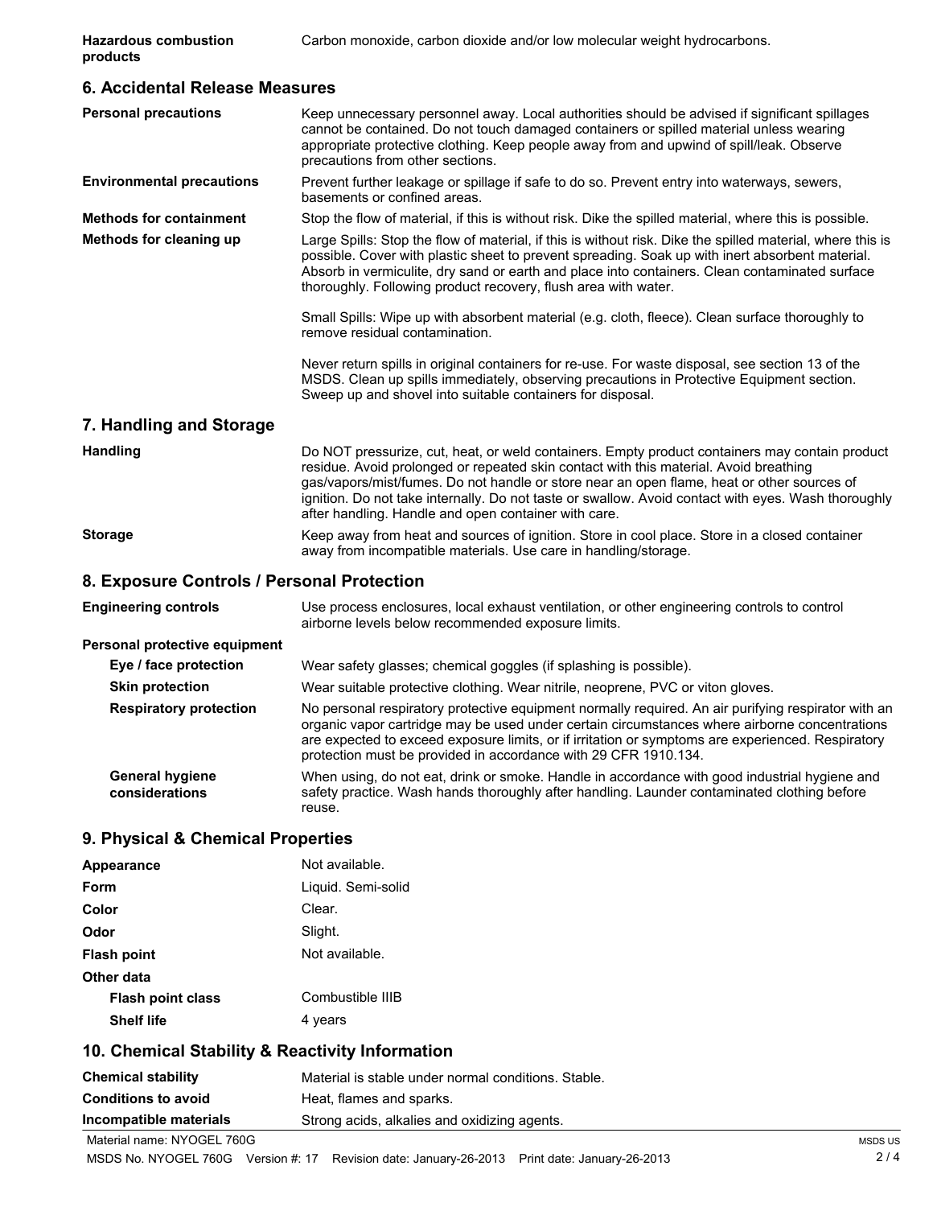| | |
|---|---|
| **Hazardous combustion products** | Carbon monoxide, carbon dioxide and/or low molecular weight hydrocarbons. |

## 6. Accidental Release Measures

| | |
|---|---|
| **Personal precautions** | Keep unnecessary personnel away. Local authorities should be advised if significant spillages cannot be contained. Do not touch damaged containers or spilled material unless wearing appropriate protective clothing. Keep people away from and upwind of spill/leak. Observe precautions from other sections. |
| **Environmental precautions** | Prevent further leakage or spillage if safe to do so. Prevent entry into waterways, sewers, basements or confined areas. |
| **Methods for containment** | Stop the flow of material, if this is without risk. Dike the spilled material, where this is possible. |
| **Methods for cleaning up** | Large Spills: Stop the flow of material, if this is without risk. Dike the spilled material, where this is possible. Cover with plastic sheet to prevent spreading. Soak up with inert absorbent material. Absorb in vermiculite, dry sand or earth and place into containers. Clean contaminated surface thoroughly. Following product recovery, flush area with water.<br><br>Small Spills: Wipe up with absorbent material (e.g. cloth, fleece). Clean surface thoroughly to remove residual contamination.<br><br>Never return spills in original containers for re-use. For waste disposal, see section 13 of the MSDS. Clean up spills immediately, observing precautions in Protective Equipment section. Sweep up and shovel into suitable containers for disposal. |

## 7. Handling and Storage

| | |
|---|---|
| **Handling** | Do NOT pressurize, cut, heat, or weld containers. Empty product containers may contain product residue. Avoid prolonged or repeated skin contact with this material. Avoid breathing gas/vapors/mist/fumes. Do not handle or store near an open flame, heat or other sources of ignition. Do not take internally. Do not taste or swallow. Avoid contact with eyes. Wash thoroughly after handling. Handle and open container with care. |
| **Storage** | Keep away from heat and sources of ignition. Store in cool place. Store in a closed container away from incompatible materials. Use care in handling/storage. |

## 8. Exposure Controls / Personal Protection

| | |
|---|---|
| **Engineering controls** | Use process enclosures, local exhaust ventilation, or other engineering controls to control airborne levels below recommended exposure limits. |
| **Personal protective equipment** | |
| **Eye / face protection** | Wear safety glasses; chemical goggles (if splashing is possible). |
| **Skin protection** | Wear suitable protective clothing. Wear nitrile, neoprene, PVC or viton gloves. |
| **Respiratory protection** | No personal respiratory protective equipment normally required. An air purifying respirator with an organic vapor cartridge may be used under certain circumstances where airborne concentrations are expected to exceed exposure limits, or if irritation or symptoms are experienced. Respiratory protection must be provided in accordance with 29 CFR 1910.134. |
| **General hygiene considerations** | When using, do not eat, drink or smoke. Handle in accordance with good industrial hygiene and safety practice. Wash hands thoroughly after handling. Launder contaminated clothing before reuse. |

## 9. Physical & Chemical Properties

| | |
|---|---|
| **Appearance** | Not available. |
| **Form** | Liquid. Semi-solid |
| **Color** | Clear. |
| **Odor** | Slight. |
| **Flash point** | Not available. |
| **Other data** | |
| **Flash point class** | Combustible IIIB |
| **Shelf life** | 4 years |

## 10. Chemical Stability & Reactivity Information

| | |
|---|---|
| **Chemical stability** | Material is stable under normal conditions. Stable. |
| **Conditions to avoid** | Heat, flames and sparks. |
| **Incompatible materials** | Strong acids, alkalies and oxidizing agents. |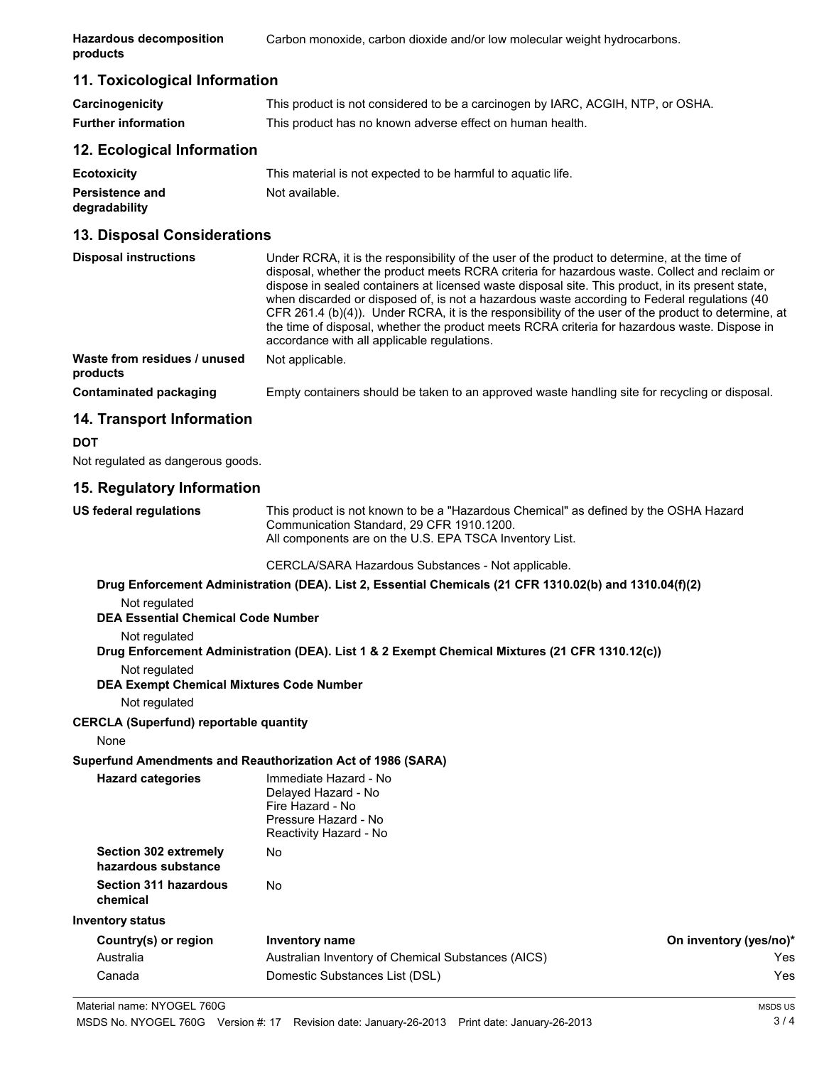| | |
|---|---|
| **Hazardous decomposition products** | Carbon monoxide, carbon dioxide and/or low molecular weight hydrocarbons. |

## 11. Toxicological Information

| | |
|---|---|
| **Carcinogenicity** | This product is not considered to be a carcinogen by IARC, ACGIH, NTP, or OSHA. |
| **Further information** | This product has no known adverse effect on human health. |

## 12. Ecological Information

| | |
|---|---|
| **Ecotoxicity** | This material is not expected to be harmful to aquatic life. |
| **Persistence and degradability** | Not available. |

## 13. Disposal Considerations

| | |
|---|---|
| **Disposal instructions** | Under RCRA, it is the responsibility of the user of the product to determine, at the time of disposal, whether the product meets RCRA criteria for hazardous waste. Collect and reclaim or dispose in sealed containers at licensed waste disposal site. This product, in its present state, when discarded or disposed of, is not a hazardous waste according to Federal regulations (40 CFR 261.4 (b)(4)). Under RCRA, it is the responsibility of the user of the product to determine, at the time of disposal, whether the product meets RCRA criteria for hazardous waste. Dispose in accordance with all applicable regulations. |
| **Waste from residues / unused products** | Not applicable. |
| **Contaminated packaging** | Empty containers should be taken to an approved waste handling site for recycling or disposal. |

## 14. Transport Information

**DOT**

Not regulated as dangerous goods.

## 15. Regulatory Information

**US federal regulations**

This product is not known to be a "Hazardous Chemical" as defined by the OSHA Hazard Communication Standard, 29 CFR 1910.1200.
All components are on the U.S. EPA TSCA Inventory List.

CERCLA/SARA Hazardous Substances - Not applicable.

**Drug Enforcement Administration (DEA). List 2, Essential Chemicals (21 CFR 1310.02(b) and 1310.04(f)(2)**

Not regulated

**DEA Essential Chemical Code Number**

Not regulated

**Drug Enforcement Administration (DEA). List 1 & 2 Exempt Chemical Mixtures (21 CFR 1310.12(c))**

Not regulated

**DEA Exempt Chemical Mixtures Code Number**

Not regulated

**CERCLA (Superfund) reportable quantity**

None

**Superfund Amendments and Reauthorization Act of 1986 (SARA)**

| | |
|---|---|
| **Hazard categories** | Immediate Hazard - No<br>Delayed Hazard - No<br>Fire Hazard - No<br>Pressure Hazard - No<br>Reactivity Hazard - No |
| **Section 302 extremely hazardous substance** | No |
| **Section 311 hazardous chemical** | No |

**Inventory status**

| Country(s) or region | Inventory name | On inventory (yes/no)* |
|---|---|---|
| Australia | Australian Inventory of Chemical Substances (AICS) | Yes |
| Canada | Domestic Substances List (DSL) | Yes |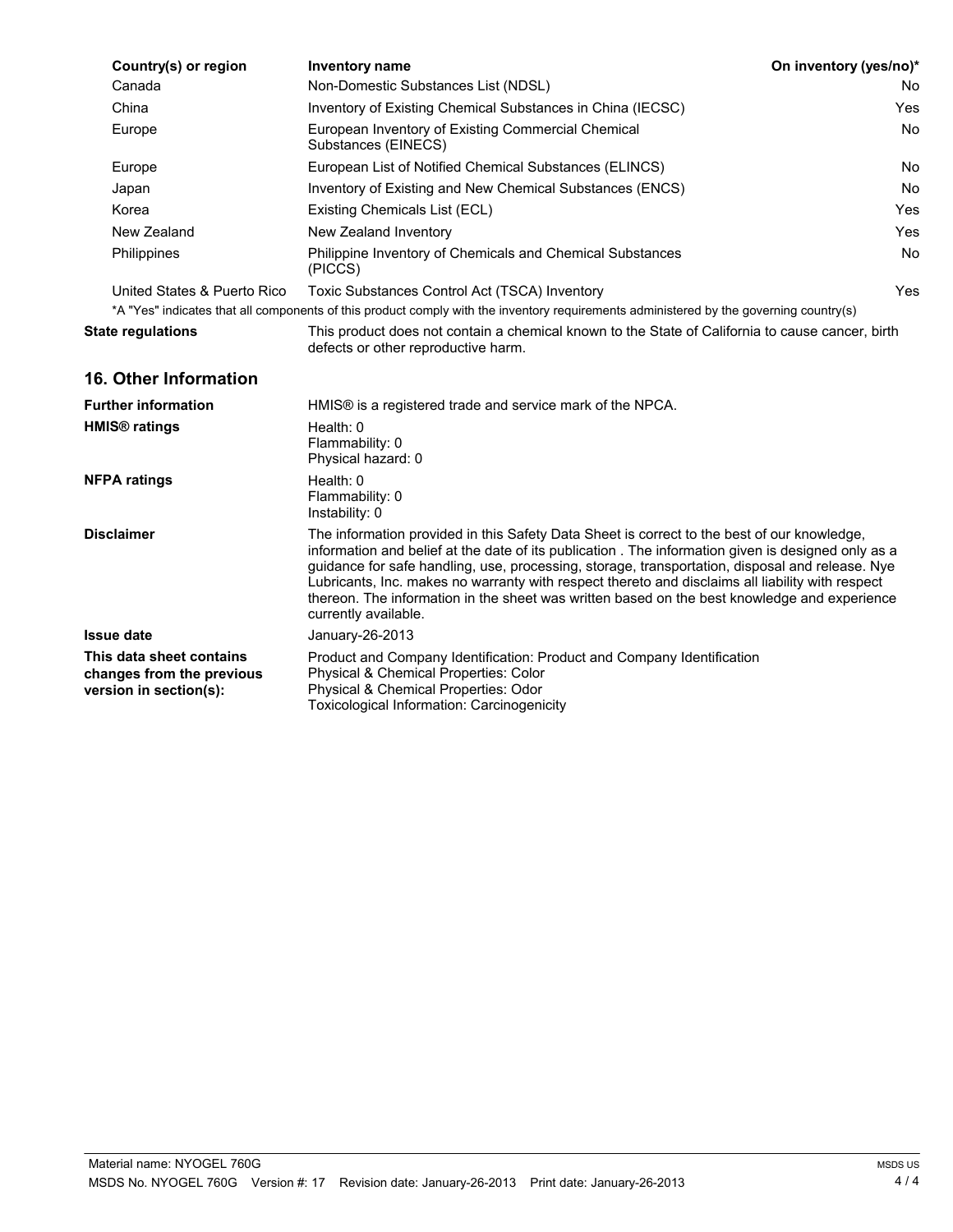| Country(s) or region | Inventory name | On inventory (yes/no)* |
| --- | --- | --- |
| Canada | Non-Domestic Substances List (NDSL) | No |
| China | Inventory of Existing Chemical Substances in China (IECSC) | Yes |
| Europe | European Inventory of Existing Commercial Chemical Substances (EINECS) | No |
| Europe | European List of Notified Chemical Substances (ELINCS) | No |
| Japan | Inventory of Existing and New Chemical Substances (ENCS) | No |
| Korea | Existing Chemicals List (ECL) | Yes |
| New Zealand | New Zealand Inventory | Yes |
| Philippines | Philippine Inventory of Chemicals and Chemical Substances (PICCS) | No |
| United States & Puerto Rico | Toxic Substances Control Act (TSCA) Inventory | Yes |

*A "Yes" indicates that all components of this product comply with the inventory requirements administered by the governing country(s)

**State regulations**

This product does not contain a chemical known to the State of California to cause cancer, birth defects or other reproductive harm.

## 16. Other Information

**Further information**

HMIS® is a registered trade and service mark of the NPCA.

**HMIS® ratings**

Health: 0
Flammability: 0
Physical hazard: 0

**NFPA ratings**

Health: 0
Flammability: 0
Instability: 0

**Disclaimer**

The information provided in this Safety Data Sheet is correct to the best of our knowledge, information and belief at the date of its publication . The information given is designed only as a guidance for safe handling, use, processing, storage, transportation, disposal and release. Nye Lubricants, Inc. makes no warranty with respect thereto and disclaims all liability with respect thereon. The information in the sheet was written based on the best knowledge and experience currently available.

**Issue date**

January-26-2013

**This data sheet contains changes from the previous version in section(s):**

Product and Company Identification: Product and Company Identification
Physical & Chemical Properties: Color
Physical & Chemical Properties: Odor
Toxicological Information: Carcinogenicity